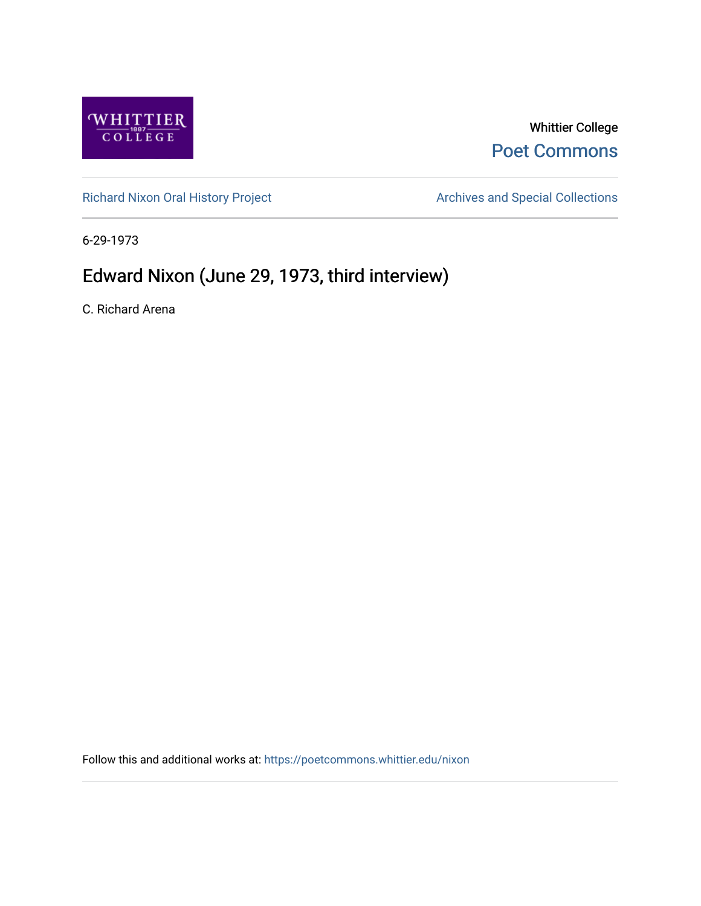Whittier College

Poet Commons

Richard Nixon Oral History Project

Archives and Special Collections

6-29-1973

# Edward Nixon (June 29, 1973, third interview)

C. Richard Arena

Follow this and additional works at: https://poetcommons.whittier.edu/nixon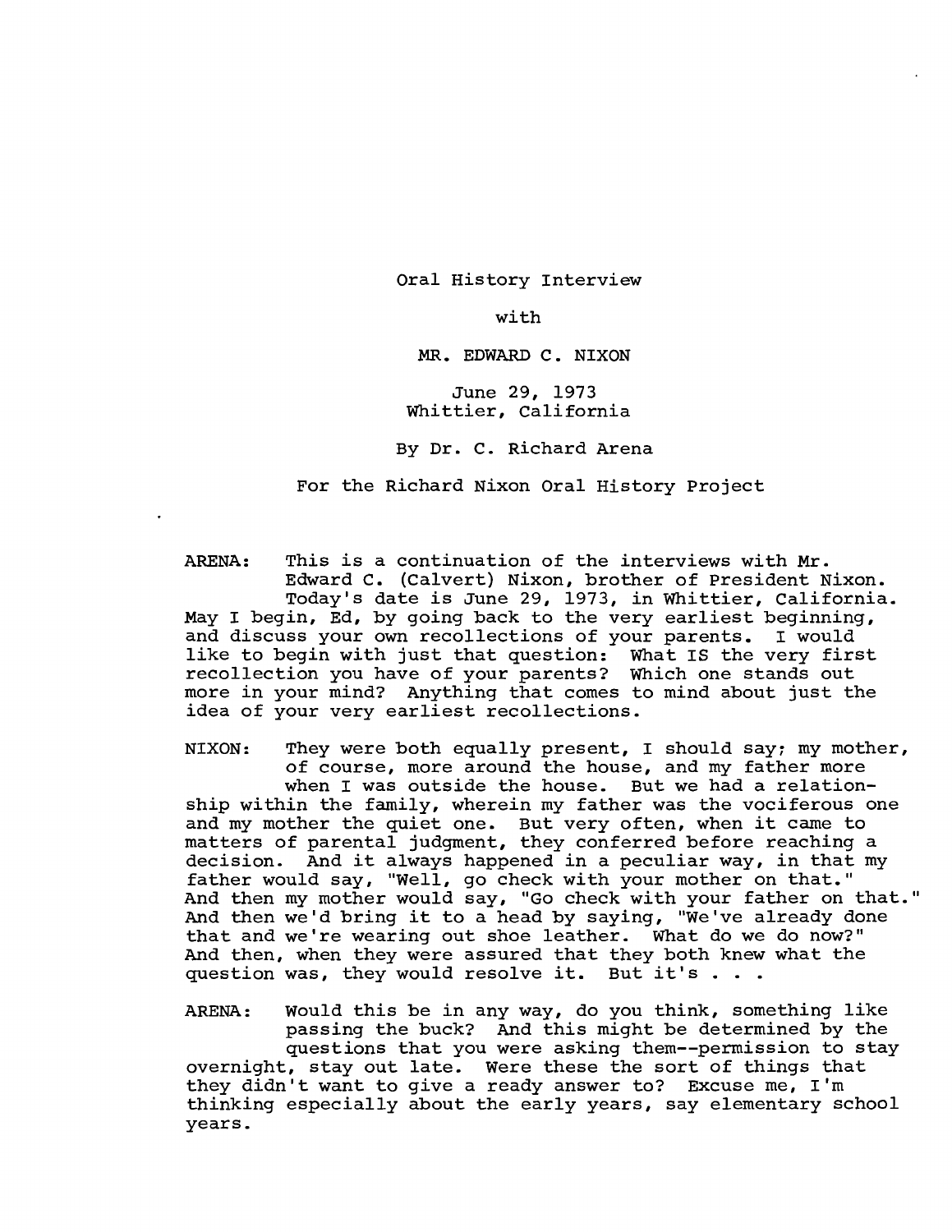Oral History Interview

with

MR. EDWARD C. NIXON

June 29, 1973
Whittier, California

By Dr. C. Richard Arena

For the Richard Nixon Oral History Project

ARENA: This is a continuation of the interviews with Mr. Edward C. (Calvert) Nixon, brother of President Nixon. Today's date is June 29, 1973, in Whittier, California. May I begin, Ed, by going back to the very earliest beginning, and discuss your own recollections of your parents. I would like to begin with just that question: What IS the very first recollection you have of your parents? Which one stands out more in your mind? Anything that comes to mind about just the idea of your very earliest recollections.

NIXON: They were both equally present, I should say; my mother, of course, more around the house, and my father more when I was outside the house. But we had a relationship within the family, wherein my father was the vociferous one and my mother the quiet one. But very often, when it came to matters of parental judgment, they conferred before reaching a decision. And it always happened in a peculiar way, in that my father would say, "Well, go check with your mother on that." And then my mother would say, "Go check with your father on that." And then we'd bring it to a head by saying, "We've already done that and we're wearing out shoe leather. What do we do now?" And then, when they were assured that they both knew what the question was, they would resolve it. But it's . . .

ARENA: Would this be in any way, do you think, something like passing the buck? And this might be determined by the questions that you were asking them--permission to stay overnight, stay out late. Were these the sort of things that they didn't want to give a ready answer to? Excuse me, I'm thinking especially about the early years, say elementary school years.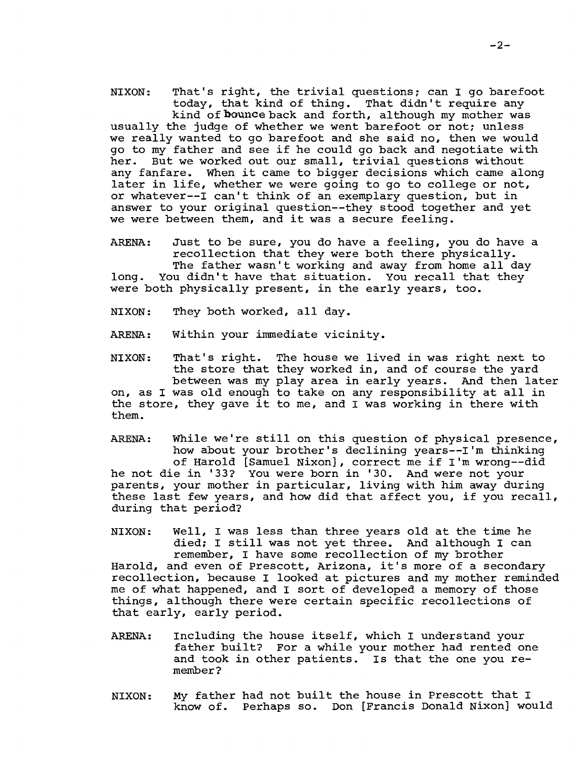NIXON: That's right, the trivial questions; can I go barefoot today, that kind of thing. That didn't require any kind of bounce back and forth, although my mother was usually the judge of whether we went barefoot or not; unless we really wanted to go barefoot and she said no, then we would go to my father and see if he could go back and negotiate with her. But we worked out our small, trivial questions without any fanfare. When it came to bigger decisions which came along later in life, whether we were going to go to college or not, or whatever--I can't think of an exemplary question, but in answer to your original question--they stood together and yet we were between them, and it was a secure feeling.

ARENA: Just to be sure, you do have a feeling, you do have a recollection that they were both there physically. The father wasn't working and away from home all day long. You didn't have that situation. You recall that they were both physically present, in the early years, too.

NIXON: They both worked, all day.

ARENA: Within your immediate vicinity.

NIXON: That's right. The house we lived in was right next to the store that they worked in, and of course the yard between was my play area in early years. And then later on, as I was old enough to take on any responsibility at all in the store, they gave it to me, and I was working in there with them.

ARENA: While we're still on this question of physical presence, how about your brother's declining years--I'm thinking of Harold [Samuel Nixon], correct me if I'm wrong--did he not die in '33? You were born in '30. And were not your parents, your mother in particular, living with him away during these last few years, and how did that affect you, if you recall, during that period?

NIXON: Well, I was less than three years old at the time he died; I still was not yet three. And although I can remember, I have some recollection of my brother Harold, and even of Prescott, Arizona, it's more of a secondary recollection, because I looked at pictures and my mother reminded me of what happened, and I sort of developed a memory of those things, although there were certain specific recollections of that early, early period.

ARENA: Including the house itself, which I understand your father built? For a while your mother had rented one and took in other patients. Is that the one you remember?

NIXON: My father had not built the house in Prescott that I know of. Perhaps so. Don [Francis Donald Nixon] would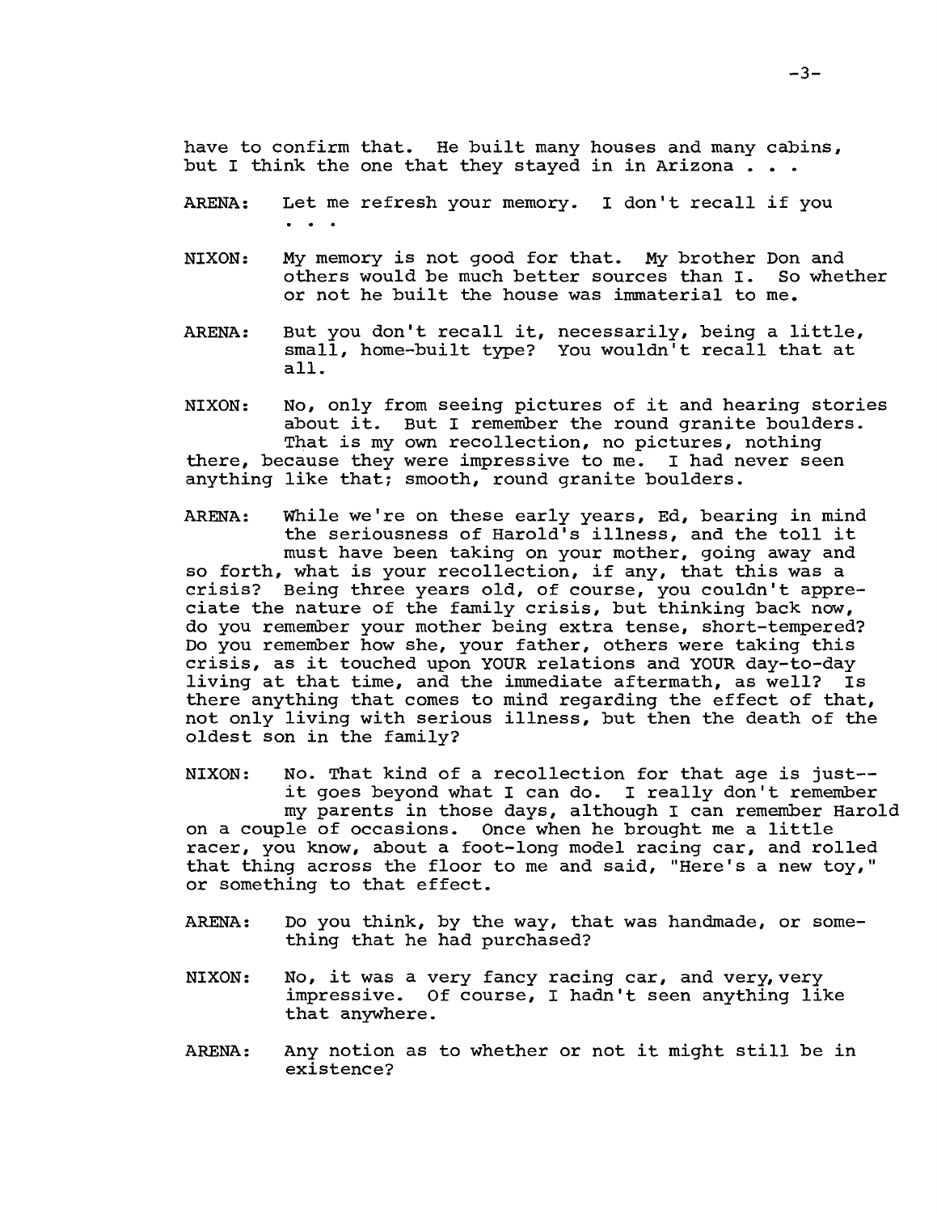have to confirm that. He built many houses and many cabins, but I think the one that they stayed in in Arizona . . .

ARENA: Let me refresh your memory. I don't recall if you . . .

NIXON: My memory is not good for that. My brother Don and others would be much better sources than I. So whether or not he built the house was immaterial to me.

ARENA: But you don't recall it, necessarily, being a little, small, home-built type? You wouldn't recall that at all.

NIXON: No, only from seeing pictures of it and hearing stories about it. But I remember the round granite boulders. That is my own recollection, no pictures, nothing there, because they were impressive to me. I had never seen anything like that; smooth, round granite boulders.

ARENA: While we're on these early years, Ed, bearing in mind the seriousness of Harold's illness, and the toll it must have been taking on your mother, going away and so forth, what is your recollection, if any, that this was a crisis? Being three years old, of course, you couldn't appreciate the nature of the family crisis, but thinking back now, do you remember your mother being extra tense, short-tempered? Do you remember how she, your father, others were taking this crisis, as it touched upon YOUR relations and YOUR day-to-day living at that time, and the immediate aftermath, as well? Is there anything that comes to mind regarding the effect of that, not only living with serious illness, but then the death of the oldest son in the family?

NIXON: No. That kind of a recollection for that age is just--it goes beyond what I can do. I really don't remember my parents in those days, although I can remember Harold on a couple of occasions. Once when he brought me a little racer, you know, about a foot-long model racing car, and rolled that thing across the floor to me and said, "Here's a new toy," or something to that effect.

ARENA: Do you think, by the way, that was handmade, or something that he had purchased?

NIXON: No, it was a very fancy racing car, and very, very impressive. Of course, I hadn't seen anything like that anywhere.

ARENA: Any notion as to whether or not it might still be in existence?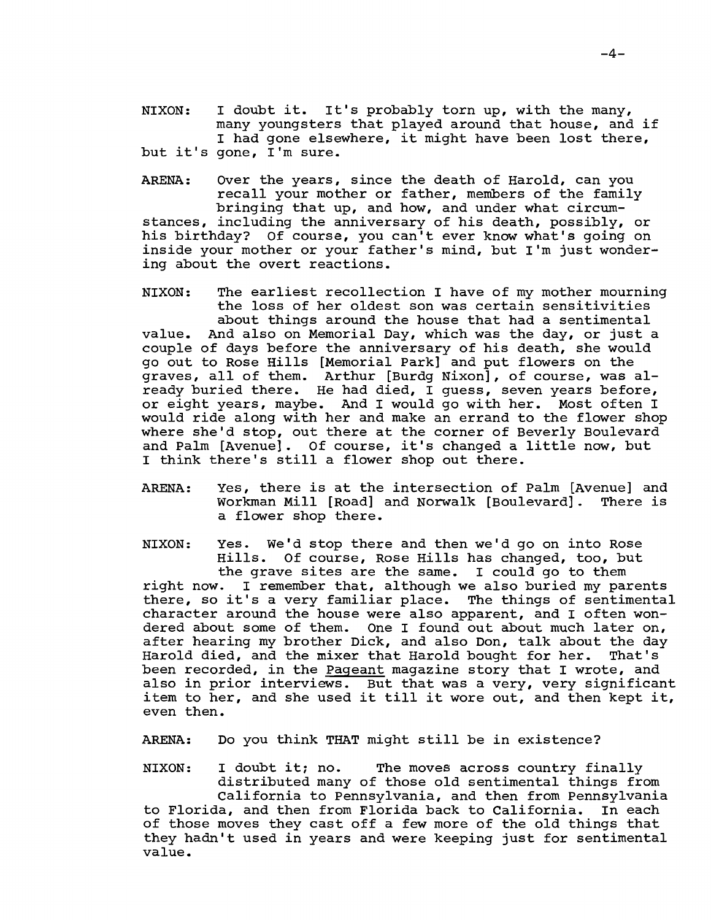NIXON: I doubt it. It's probably torn up, with the many, many youngsters that played around that house, and if I had gone elsewhere, it might have been lost there, but it's gone, I'm sure.

ARENA: Over the years, since the death of Harold, can you recall your mother or father, members of the family bringing that up, and how, and under what circumstances, including the anniversary of his death, possibly, or his birthday? Of course, you can't ever know what's going on inside your mother or your father's mind, but I'm just wondering about the overt reactions.

NIXON: The earliest recollection I have of my mother mourning the loss of her oldest son was certain sensitivities about things around the house that had a sentimental value. And also on Memorial Day, which was the day, or just a couple of days before the anniversary of his death, she would go out to Rose Hills [Memorial Park] and put flowers on the graves, all of them. Arthur [Burdg Nixon], of course, was already buried there. He had died, I guess, seven years before, or eight years, maybe. And I would go with her. Most often I would ride along with her and make an errand to the flower shop where she'd stop, out there at the corner of Beverly Boulevard and Palm [Avenue]. Of course, it's changed a little now, but I think there's still a flower shop out there.

ARENA: Yes, there is at the intersection of Palm [Avenue] and Workman Mill [Road] and Norwalk [Boulevard]. There is a flower shop there.

NIXON: Yes. We'd stop there and then we'd go on into Rose Hills. Of course, Rose Hills has changed, too, but the grave sites are the same. I could go to them right now. I remember that, although we also buried my parents there, so it's a very familiar place. The things of sentimental character around the house were also apparent, and I often wondered about some of them. One I found out about much later on, after hearing my brother Dick, and also Don, talk about the day Harold died, and the mixer that Harold bought for her. That's been recorded, in the _Pageant_ magazine story that I wrote, and also in prior interviews. But that was a very, very significant item to her, and she used it till it wore out, and then kept it, even then.

ARENA: Do you think THAT might still be in existence?

NIXON: I doubt it; no. The moves across country finally distributed many of those old sentimental things from California to Pennsylvania, and then from Pennsylvania to Florida, and then from Florida back to California. In each of those moves they cast off a few more of the old things that they hadn't used in years and were keeping just for sentimental value.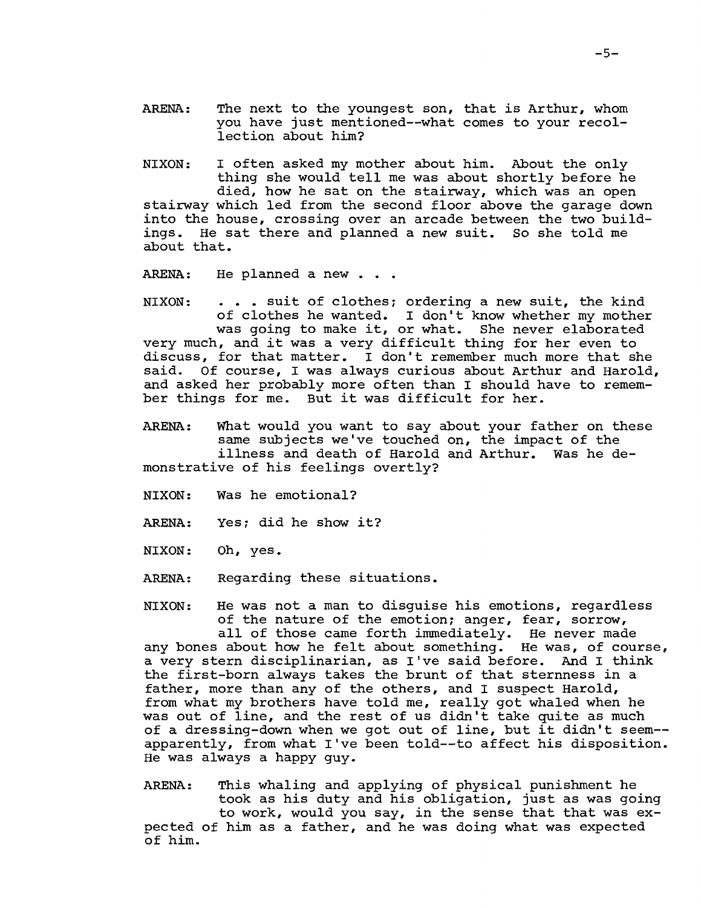ARENA: The next to the youngest son, that is Arthur, whom you have just mentioned--what comes to your recollection about him?

NIXON: I often asked my mother about him. About the only thing she would tell me was about shortly before he died, how he sat on the stairway, which was an open stairway which led from the second floor above the garage down into the house, crossing over an arcade between the two buildings. He sat there and planned a new suit. So she told me about that.

ARENA: He planned a new . . .

NIXON: . . . suit of clothes; ordering a new suit, the kind of clothes he wanted. I don't know whether my mother was going to make it, or what. She never elaborated very much, and it was a very difficult thing for her even to discuss, for that matter. I don't remember much more that she said. Of course, I was always curious about Arthur and Harold, and asked her probably more often than I should have to remember things for me. But it was difficult for her.

ARENA: What would you want to say about your father on these same subjects we've touched on, the impact of the illness and death of Harold and Arthur. Was he demonstrative of his feelings overtly?

NIXON: Was he emotional?

ARENA: Yes; did he show it?

NIXON: Oh, yes.

ARENA: Regarding these situations.

NIXON: He was not a man to disguise his emotions, regardless of the nature of the emotion; anger, fear, sorrow, all of those came forth immediately. He never made any bones about how he felt about something. He was, of course, a very stern disciplinarian, as I've said before. And I think the first-born always takes the brunt of that sternness in a father, more than any of the others, and I suspect Harold, from what my brothers have told me, really got whaled when he was out of line, and the rest of us didn't take quite as much of a dressing-down when we got out of line, but it didn't seem--apparently, from what I've been told--to affect his disposition. He was always a happy guy.

ARENA: This whaling and applying of physical punishment he took as his duty and his obligation, just as was going to work, would you say, in the sense that that was expected of him as a father, and he was doing what was expected of him.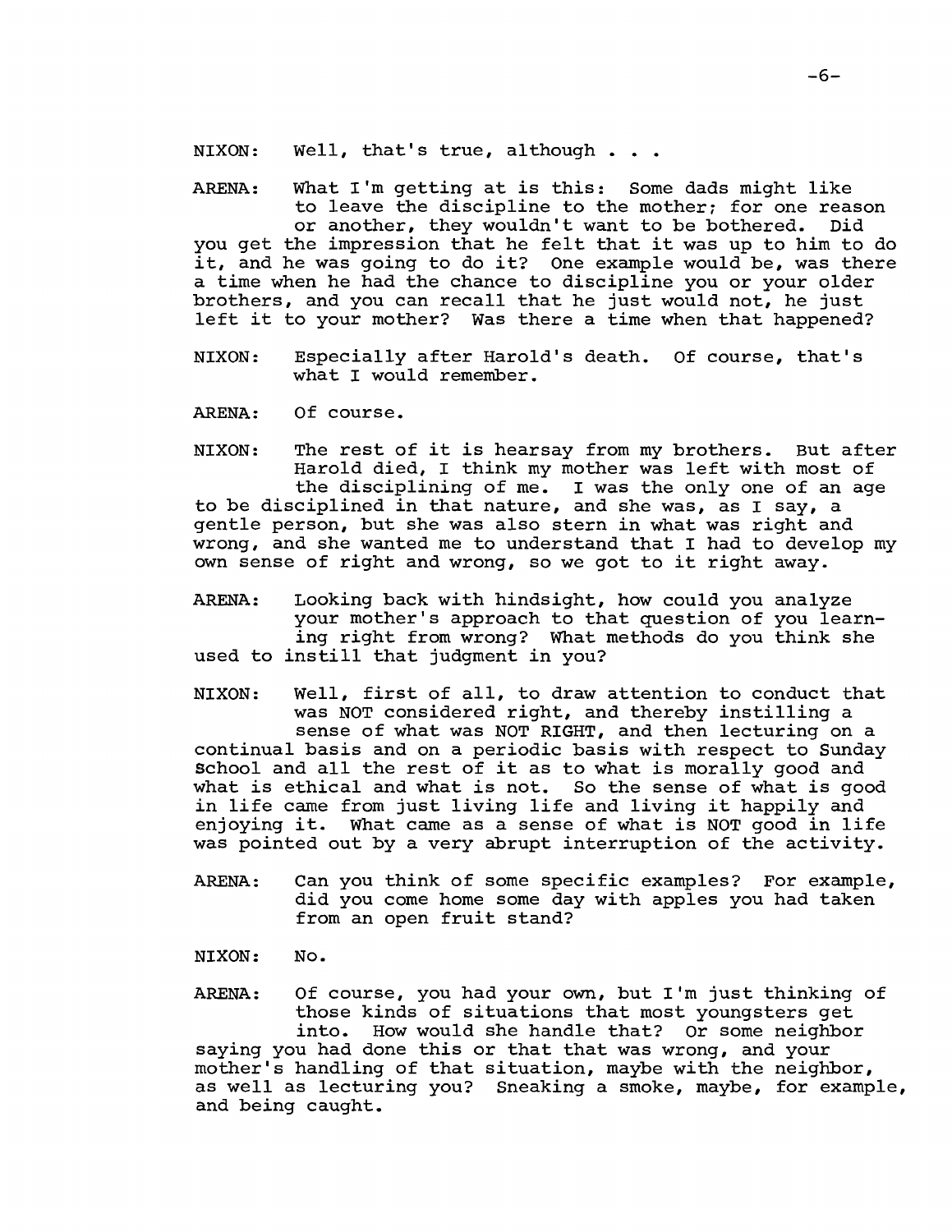NIXON: Well, that's true, although . . .

ARENA: What I'm getting at is this: Some dads might like to leave the discipline to the mother; for one reason or another, they wouldn't want to be bothered. Did you get the impression that he felt that it was up to him to do it, and he was going to do it? One example would be, was there a time when he had the chance to discipline you or your older brothers, and you can recall that he just would not, he just left it to your mother? Was there a time when that happened?

NIXON: Especially after Harold's death. Of course, that's what I would remember.

ARENA: Of course.

NIXON: The rest of it is hearsay from my brothers. But after Harold died, I think my mother was left with most of the disciplining of me. I was the only one of an age to be disciplined in that nature, and she was, as I say, a gentle person, but she was also stern in what was right and wrong, and she wanted me to understand that I had to develop my own sense of right and wrong, so we got to it right away.

ARENA: Looking back with hindsight, how could you analyze your mother's approach to that question of you learning right from wrong? What methods do you think she used to instill that judgment in you?

NIXON: Well, first of all, to draw attention to conduct that was NOT considered right, and thereby instilling a sense of what was NOT RIGHT, and then lecturing on a continual basis and on a periodic basis with respect to Sunday School and all the rest of it as to what is morally good and what is ethical and what is not. So the sense of what is good in life came from just living life and living it happily and enjoying it. What came as a sense of what is NOT good in life was pointed out by a very abrupt interruption of the activity.

ARENA: Can you think of some specific examples? For example, did you come home some day with apples you had taken from an open fruit stand?

NIXON: No.

ARENA: Of course, you had your own, but I'm just thinking of those kinds of situations that most youngsters get into. How would she handle that? Or some neighbor saying you had done this or that that was wrong, and your mother's handling of that situation, maybe with the neighbor, as well as lecturing you? Sneaking a smoke, maybe, for example, and being caught.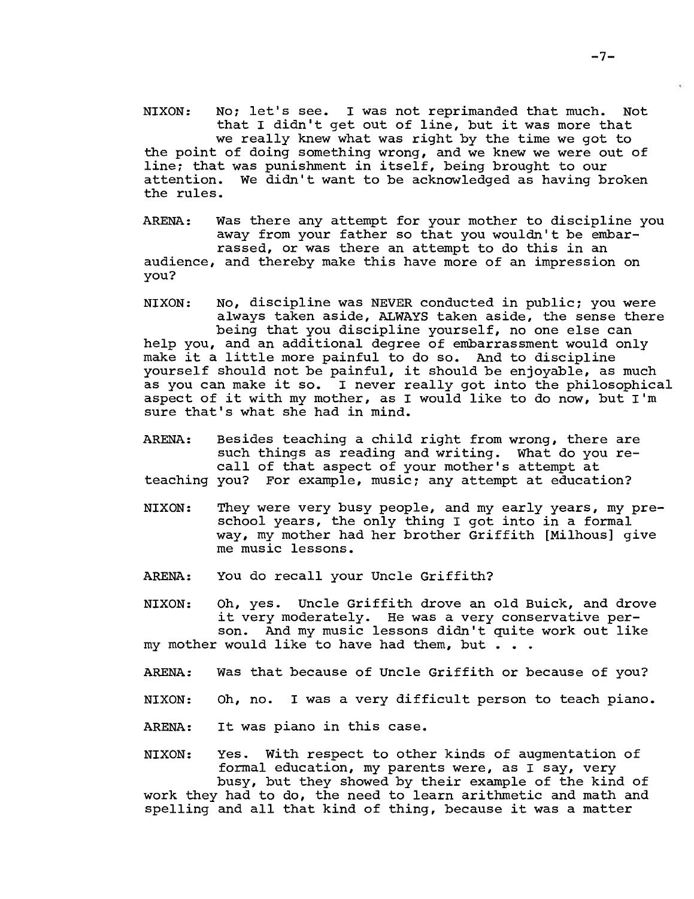NIXON: No; let's see. I was not reprimanded that much. Not that I didn't get out of line, but it was more that we really knew what was right by the time we got to the point of doing something wrong, and we knew we were out of line; that was punishment in itself, being brought to our attention. We didn't want to be acknowledged as having broken the rules.

ARENA: Was there any attempt for your mother to discipline you away from your father so that you wouldn't be embarrassed, or was there an attempt to do this in an audience, and thereby make this have more of an impression on you?

NIXON: No, discipline was NEVER conducted in public; you were always taken aside, ALWAYS taken aside, the sense there being that you discipline yourself, no one else can help you, and an additional degree of embarrassment would only make it a little more painful to do so. And to discipline yourself should not be painful, it should be enjoyable, as much as you can make it so. I never really got into the philosophical aspect of it with my mother, as I would like to do now, but I'm sure that's what she had in mind.

ARENA: Besides teaching a child right from wrong, there are such things as reading and writing. What do you recall of that aspect of your mother's attempt at teaching you? For example, music; any attempt at education?

NIXON: They were very busy people, and my early years, my preschool years, the only thing I got into in a formal way, my mother had her brother Griffith [Milhous] give me music lessons.

ARENA: You do recall your Uncle Griffith?

NIXON: Oh, yes. Uncle Griffith drove an old Buick, and drove it very moderately. He was a very conservative person. And my music lessons didn't quite work out like my mother would like to have had them, but . . .

ARENA: Was that because of Uncle Griffith or because of you?

NIXON: Oh, no. I was a very difficult person to teach piano.

ARENA: It was piano in this case.

NIXON: Yes. With respect to other kinds of augmentation of formal education, my parents were, as I say, very busy, but they showed by their example of the kind of work they had to do, the need to learn arithmetic and math and spelling and all that kind of thing, because it was a matter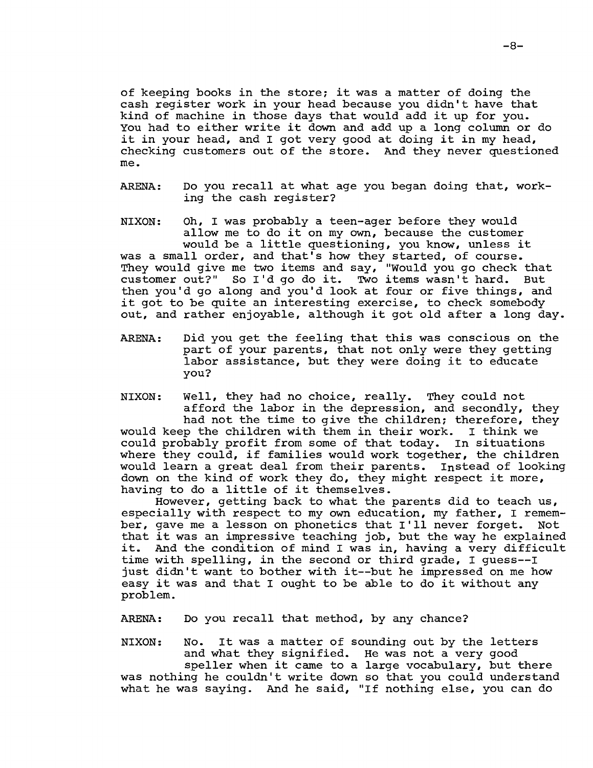of keeping books in the store; it was a matter of doing the cash register work in your head because you didn't have that kind of machine in those days that would add it up for you. You had to either write it down and add up a long column or do it in your head, and I got very good at doing it in my head, checking customers out of the store. And they never questioned me.

ARENA: Do you recall at what age you began doing that, working the cash register?

NIXON: Oh, I was probably a teen-ager before they would allow me to do it on my own, because the customer would be a little questioning, you know, unless it was a small order, and that's how they started, of course. They would give me two items and say, "Would you go check that customer out?" So I'd go do it. Two items wasn't hard. But then you'd go along and you'd look at four or five things, and it got to be quite an interesting exercise, to check somebody out, and rather enjoyable, although it got old after a long day.

ARENA: Did you get the feeling that this was conscious on the part of your parents, that not only were they getting labor assistance, but they were doing it to educate you?

NIXON: Well, they had no choice, really. They could not afford the labor in the depression, and secondly, they had not the time to give the children; therefore, they would keep the children with them in their work. I think we could probably profit from some of that today. In situations where they could, if families would work together, the children would learn a great deal from their parents. Instead of looking down on the kind of work they do, they might respect it more, having to do a little of it themselves.

However, getting back to what the parents did to teach us, especially with respect to my own education, my father, I remember, gave me a lesson on phonetics that I'll never forget. Not that it was an impressive teaching job, but the way he explained it. And the condition of mind I was in, having a very difficult time with spelling, in the second or third grade, I guess--I just didn't want to bother with it--but he impressed on me how easy it was and that I ought to be able to do it without any problem.

ARENA: Do you recall that method, by any chance?

NIXON: No. It was a matter of sounding out by the letters and what they signified. He was not a very good speller when it came to a large vocabulary, but there was nothing he couldn't write down so that you could understand what he was saying. And he said, "If nothing else, you can do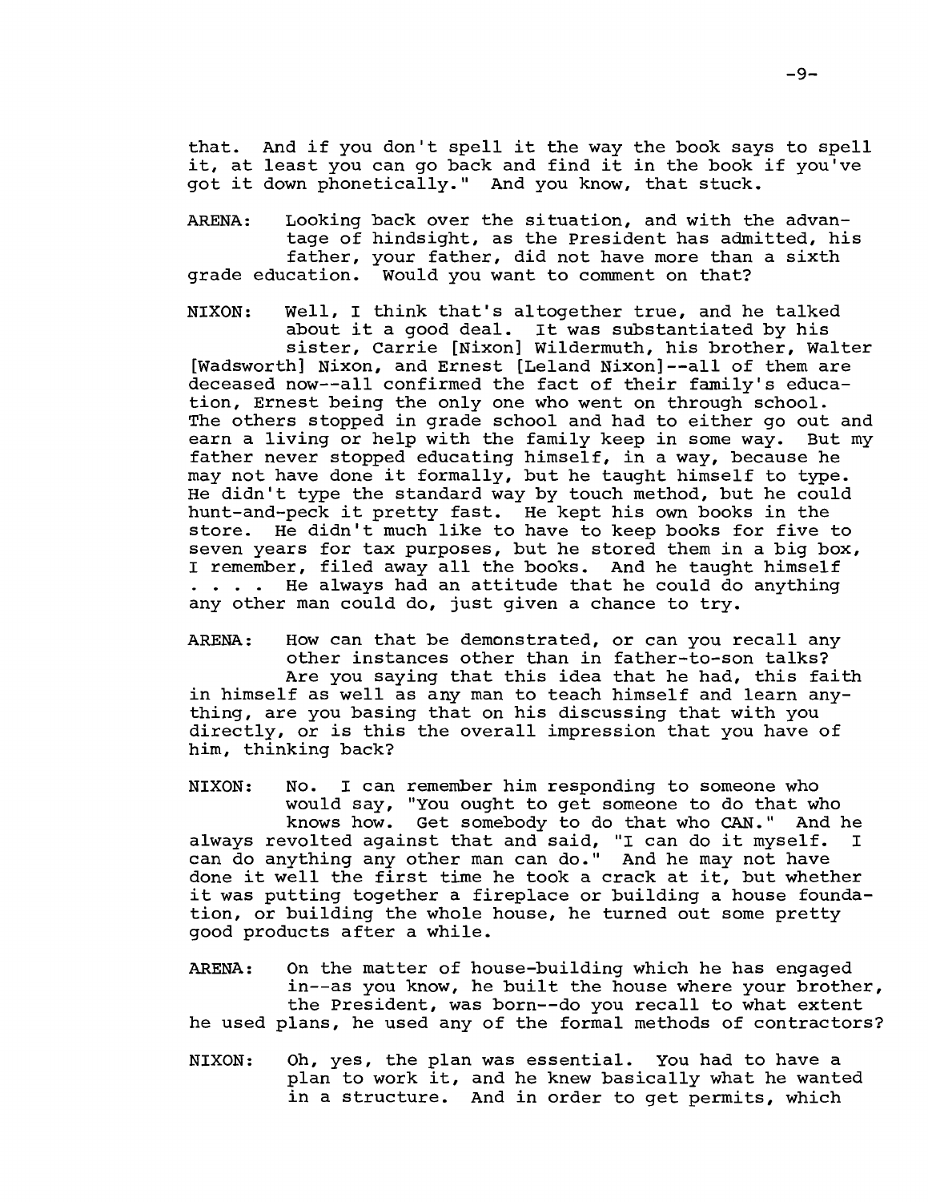that. And if you don't spell it the way the book says to spell it, at least you can go back and find it in the book if you've got it down phonetically." And you know, that stuck.

ARENA: Looking back over the situation, and with the advantage of hindsight, as the President has admitted, his father, your father, did not have more than a sixth grade education. Would you want to comment on that?

NIXON: Well, I think that's altogether true, and he talked about it a good deal. It was substantiated by his sister, Carrie [Nixon] Wildermuth, his brother, Walter [Wadsworth] Nixon, and Ernest [Leland Nixon]--all of them are deceased now--all confirmed the fact of their family's education, Ernest being the only one who went on through school. The others stopped in grade school and had to either go out and earn a living or help with the family keep in some way. But my father never stopped educating himself, in a way, because he may not have done it formally, but he taught himself to type. He didn't type the standard way by touch method, but he could hunt-and-peck it pretty fast. He kept his own books in the store. He didn't much like to have to keep books for five to seven years for tax purposes, but he stored them in a big box, I remember, filed away all the books. And he taught himself . . . . He always had an attitude that he could do anything any other man could do, just given a chance to try.

ARENA: How can that be demonstrated, or can you recall any other instances other than in father-to-son talks? Are you saying that this idea that he had, this faith in himself as well as any man to teach himself and learn anything, are you basing that on his discussing that with you directly, or is this the overall impression that you have of him, thinking back?

NIXON: No. I can remember him responding to someone who would say, "You ought to get someone to do that who knows how. Get somebody to do that who CAN." And he always revolted against that and said, "I can do it myself. I can do anything any other man can do." And he may not have done it well the first time he took a crack at it, but whether it was putting together a fireplace or building a house foundation, or building the whole house, he turned out some pretty good products after a while.

ARENA: On the matter of house-building which he has engaged in--as you know, he built the house where your brother, the President, was born--do you recall to what extent he used plans, he used any of the formal methods of contractors?

NIXON: Oh, yes, the plan was essential. You had to have a plan to work it, and he knew basically what he wanted in a structure. And in order to get permits, which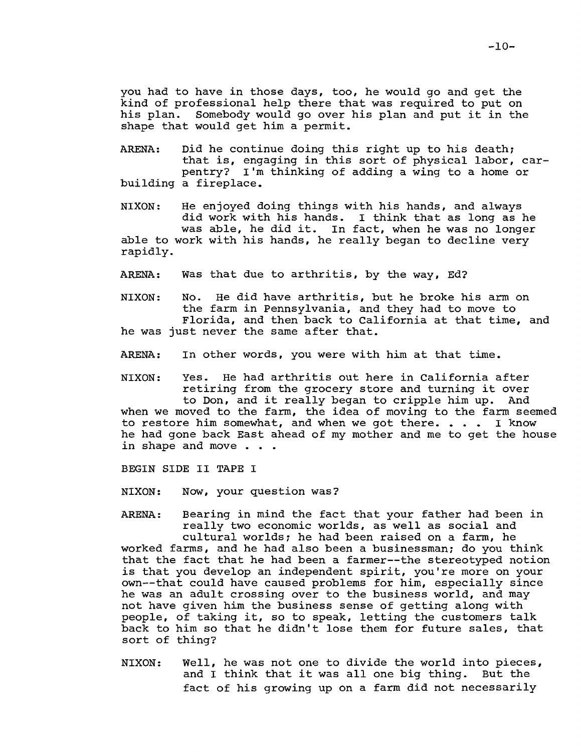you had to have in those days, too, he would go and get the kind of professional help there that was required to put on his plan. Somebody would go over his plan and put it in the shape that would get him a permit.

ARENA: Did he continue doing this right up to his death; that is, engaging in this sort of physical labor, carpentry? I'm thinking of adding a wing to a home or building a fireplace.

NIXON: He enjoyed doing things with his hands, and always did work with his hands. I think that as long as he was able, he did it. In fact, when he was no longer able to work with his hands, he really began to decline very rapidly.

ARENA: Was that due to arthritis, by the way, Ed?

NIXON: No. He did have arthritis, but he broke his arm on the farm in Pennsylvania, and they had to move to Florida, and then back to California at that time, and he was just never the same after that.

ARENA: In other words, you were with him at that time.

NIXON: Yes. He had arthritis out here in California after retiring from the grocery store and turning it over to Don, and it really began to cripple him up. And when we moved to the farm, the idea of moving to the farm seemed to restore him somewhat, and when we got there. . . . I know he had gone back East ahead of my mother and me to get the house in shape and move . . .

BEGIN SIDE II TAPE I

NIXON: Now, your question was?

ARENA: Bearing in mind the fact that your father had been in really two economic worlds, as well as social and cultural worlds; he had been raised on a farm, he worked farms, and he had also been a businessman; do you think that the fact that he had been a farmer--the stereotyped notion is that you develop an independent spirit, you're more on your own--that could have caused problems for him, especially since he was an adult crossing over to the business world, and may not have given him the business sense of getting along with people, of taking it, so to speak, letting the customers talk back to him so that he didn't lose them for future sales, that sort of thing?

NIXON: Well, he was not one to divide the world into pieces, and I think that it was all one big thing. But the fact of his growing up on a farm did not necessarily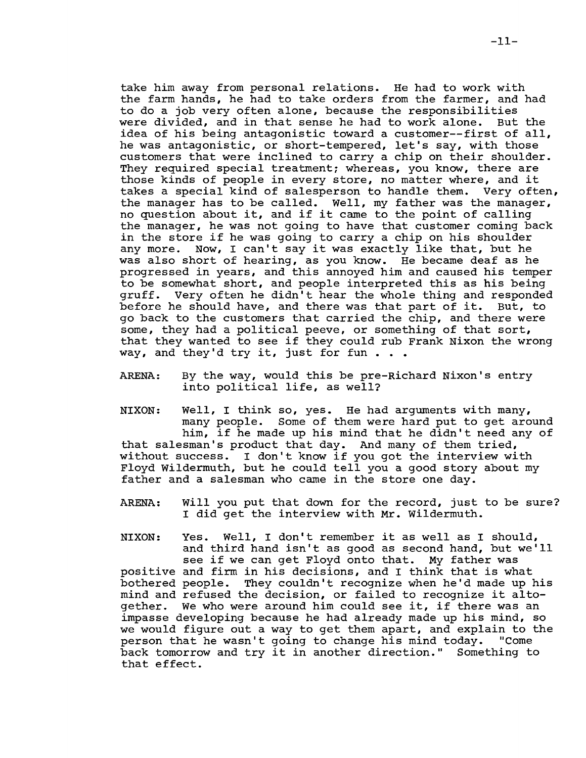take him away from personal relations. He had to work with the farm hands, he had to take orders from the farmer, and had to do a job very often alone, because the responsibilities were divided, and in that sense he had to work alone. But the idea of his being antagonistic toward a customer--first of all, he was antagonistic, or short-tempered, let's say, with those customers that were inclined to carry a chip on their shoulder. They required special treatment; whereas, you know, there are those kinds of people in every store, no matter where, and it takes a special kind of salesperson to handle them. Very often, the manager has to be called. Well, my father was the manager, no question about it, and if it came to the point of calling the manager, he was not going to have that customer coming back in the store if he was going to carry a chip on his shoulder any more. Now, I can't say it was exactly like that, but he was also short of hearing, as you know. He became deaf as he progressed in years, and this annoyed him and caused his temper to be somewhat short, and people interpreted this as his being gruff. Very often he didn't hear the whole thing and responded before he should have, and there was that part of it. But, to go back to the customers that carried the chip, and there were some, they had a political peeve, or something of that sort, that they wanted to see if they could rub Frank Nixon the wrong way, and they'd try it, just for fun . . .

ARENA: By the way, would this be pre-Richard Nixon's entry into political life, as well?

NIXON: Well, I think so, yes. He had arguments with many, many people. Some of them were hard put to get around him, if he made up his mind that he didn't need any of that salesman's product that day. And many of them tried, without success. I don't know if you got the interview with Floyd Wildermuth, but he could tell you a good story about my father and a salesman who came in the store one day.

ARENA: Will you put that down for the record, just to be sure? I did get the interview with Mr. Wildermuth.

NIXON: Yes. Well, I don't remember it as well as I should, and third hand isn't as good as second hand, but we'll see if we can get Floyd onto that. My father was positive and firm in his decisions, and I think that is what bothered people. They couldn't recognize when he'd made up his mind and refused the decision, or failed to recognize it altogether. We who were around him could see it, if there was an impasse developing because he had already made up his mind, so we would figure out a way to get them apart, and explain to the person that he wasn't going to change his mind today. "Come back tomorrow and try it in another direction." Something to that effect.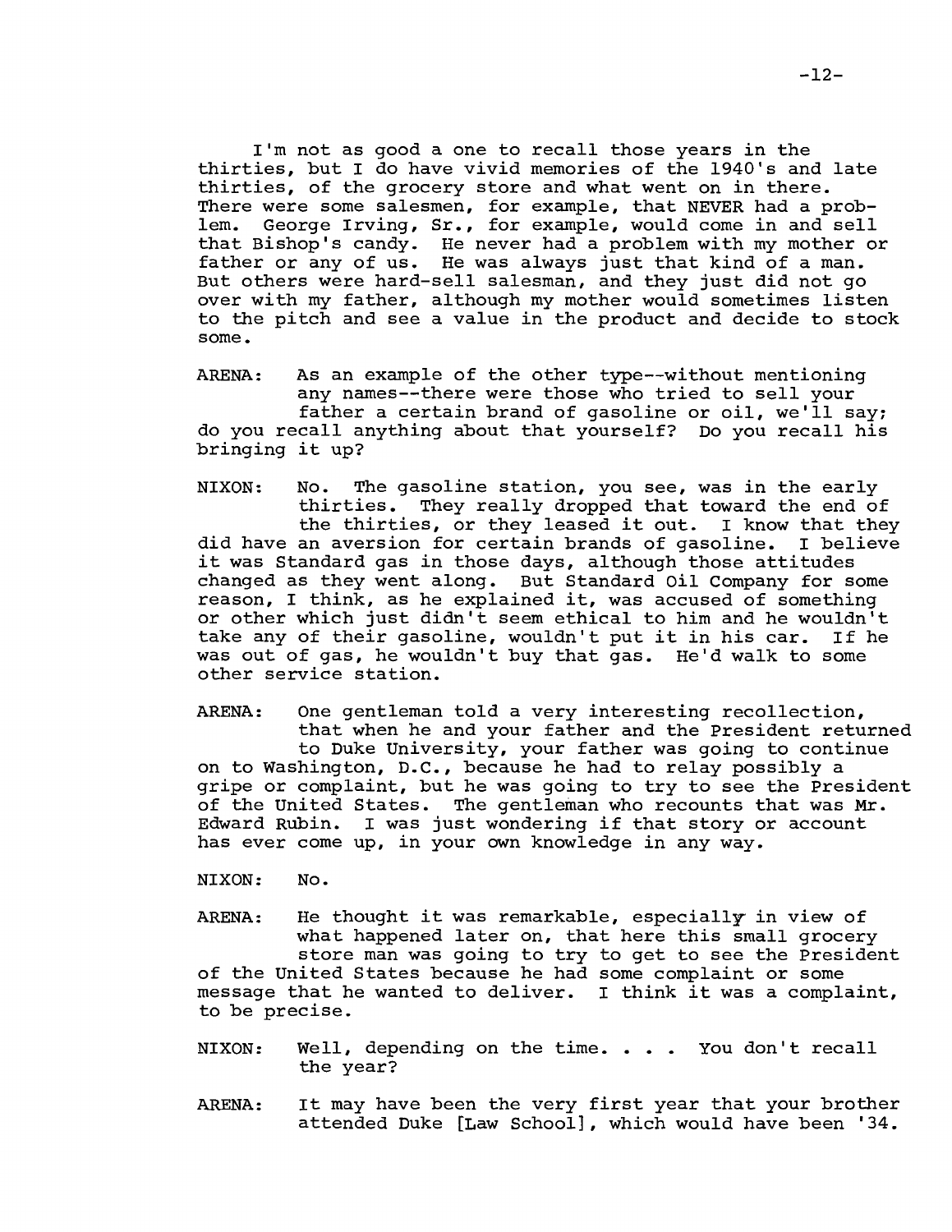I'm not as good a one to recall those years in the thirties, but I do have vivid memories of the 1940's and late thirties, of the grocery store and what went on in there. There were some salesmen, for example, that NEVER had a problem. George Irving, Sr., for example, would come in and sell that Bishop's candy. He never had a problem with my mother or father or any of us. He was always just that kind of a man. But others were hard-sell salesman, and they just did not go over with my father, although my mother would sometimes listen to the pitch and see a value in the product and decide to stock some.

ARENA: As an example of the other type--without mentioning any names--there were those who tried to sell your father a certain brand of gasoline or oil, we'll say; do you recall anything about that yourself? Do you recall his bringing it up?

NIXON: No. The gasoline station, you see, was in the early thirties. They really dropped that toward the end of the thirties, or they leased it out. I know that they did have an aversion for certain brands of gasoline. I believe it was Standard gas in those days, although those attitudes changed as they went along. But Standard Oil Company for some reason, I think, as he explained it, was accused of something or other which just didn't seem ethical to him and he wouldn't take any of their gasoline, wouldn't put it in his car. If he was out of gas, he wouldn't buy that gas. He'd walk to some other service station.

ARENA: One gentleman told a very interesting recollection, that when he and your father and the President returned to Duke University, your father was going to continue on to Washington, D.C., because he had to relay possibly a gripe or complaint, but he was going to try to see the President of the United States. The gentleman who recounts that was Mr. Edward Rubin. I was just wondering if that story or account has ever come up, in your own knowledge in any way.

NIXON: No.

ARENA: He thought it was remarkable, especially in view of what happened later on, that here this small grocery store man was going to try to get to see the President of the United States because he had some complaint or some message that he wanted to deliver. I think it was a complaint, to be precise.

NIXON: Well, depending on the time. . . . You don't recall the year?

ARENA: It may have been the very first year that your brother attended Duke [Law School], which would have been '34.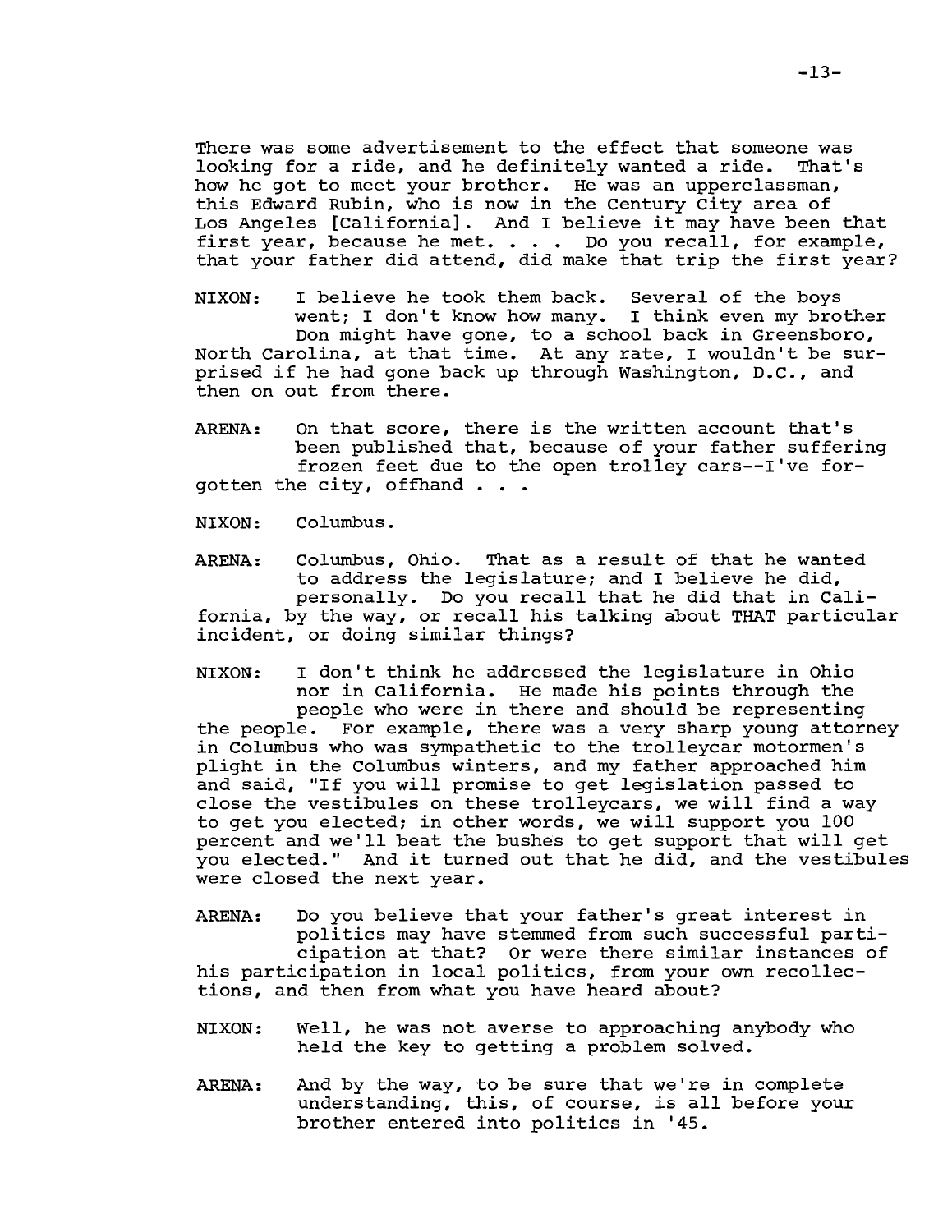There was some advertisement to the effect that someone was looking for a ride, and he definitely wanted a ride. That's how he got to meet your brother. He was an upperclassman, this Edward Rubin, who is now in the Century City area of Los Angeles [California]. And I believe it may have been that first year, because he met. . . . Do you recall, for example, that your father did attend, did make that trip the first year?

NIXON: I believe he took them back. Several of the boys went; I don't know how many. I think even my brother Don might have gone, to a school back in Greensboro, North Carolina, at that time. At any rate, I wouldn't be surprised if he had gone back up through Washington, D.C., and then on out from there.

ARENA: On that score, there is the written account that's been published that, because of your father suffering frozen feet due to the open trolley cars--I've forgotten the city, offhand . . .

NIXON: Columbus.

ARENA: Columbus, Ohio. That as a result of that he wanted to address the legislature; and I believe he did, personally. Do you recall that he did that in California, by the way, or recall his talking about THAT particular incident, or doing similar things?

NIXON: I don't think he addressed the legislature in Ohio nor in California. He made his points through the people who were in there and should be representing the people. For example, there was a very sharp young attorney in Columbus who was sympathetic to the trolleycar motormen's plight in the Columbus winters, and my father approached him and said, "If you will promise to get legislation passed to close the vestibules on these trolleycars, we will find a way to get you elected; in other words, we will support you 100 percent and we'll beat the bushes to get support that will get you elected." And it turned out that he did, and the vestibules were closed the next year.

ARENA: Do you believe that your father's great interest in politics may have stemmed from such successful participation at that? Or were there similar instances of his participation in local politics, from your own recollections, and then from what you have heard about?

NIXON: Well, he was not averse to approaching anybody who held the key to getting a problem solved.

ARENA: And by the way, to be sure that we're in complete understanding, this, of course, is all before your brother entered into politics in '45.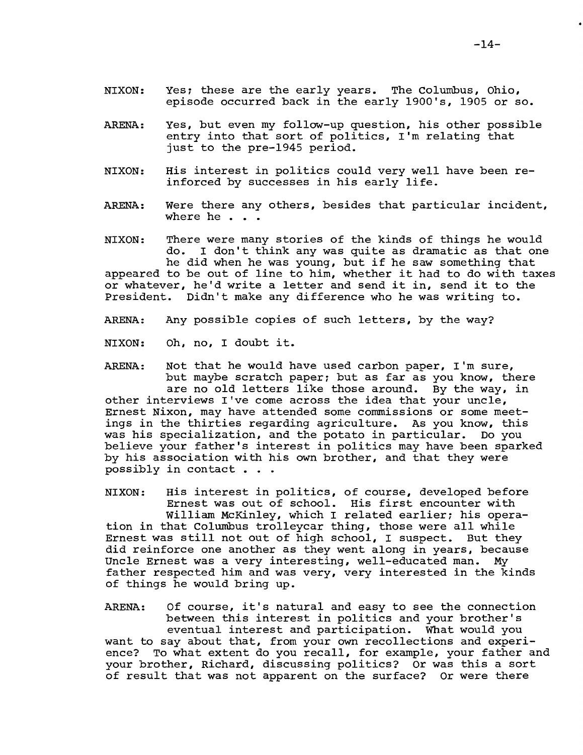NIXON: Yes; these are the early years. The Columbus, Ohio, episode occurred back in the early 1900's, 1905 or so.

ARENA: Yes, but even my follow-up question, his other possible entry into that sort of politics, I'm relating that just to the pre-1945 period.

NIXON: His interest in politics could very well have been reinforced by successes in his early life.

ARENA: Were there any others, besides that particular incident, where he . . .

NIXON: There were many stories of the kinds of things he would do. I don't think any was quite as dramatic as that one he did when he was young, but if he saw something that appeared to be out of line to him, whether it had to do with taxes or whatever, he'd write a letter and send it in, send it to the President. Didn't make any difference who he was writing to.

ARENA: Any possible copies of such letters, by the way?

NIXON: Oh, no, I doubt it.

ARENA: Not that he would have used carbon paper, I'm sure, but maybe scratch paper; but as far as you know, there are no old letters like those around. By the way, in other interviews I've come across the idea that your uncle, Ernest Nixon, may have attended some commissions or some meetings in the thirties regarding agriculture. As you know, this was his specialization, and the potato in particular. Do you believe your father's interest in politics may have been sparked by his association with his own brother, and that they were possibly in contact . . .

NIXON: His interest in politics, of course, developed before Ernest was out of school. His first encounter with William McKinley, which I related earlier; his operation in that Columbus trolleycar thing, those were all while Ernest was still not out of high school, I suspect. But they did reinforce one another as they went along in years, because Uncle Ernest was a very interesting, well-educated man. My father respected him and was very, very interested in the kinds of things he would bring up.

ARENA: Of course, it's natural and easy to see the connection between this interest in politics and your brother's eventual interest and participation. What would you want to say about that, from your own recollections and experience? To what extent do you recall, for example, your father and your brother, Richard, discussing politics? Or was this a sort of result that was not apparent on the surface? Or were there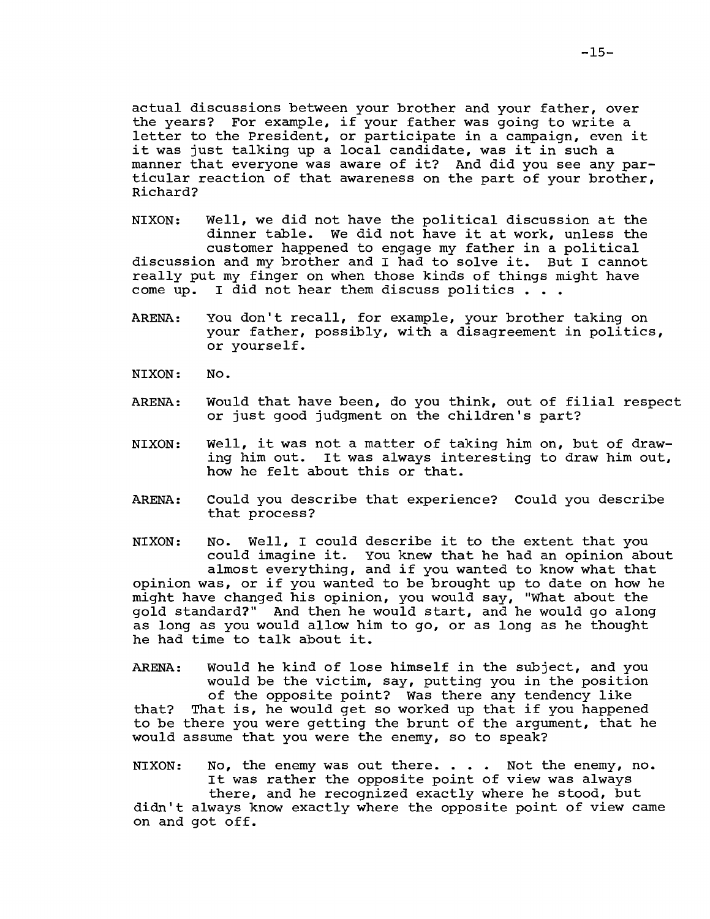actual discussions between your brother and your father, over the years? For example, if your father was going to write a letter to the President, or participate in a campaign, even it it was just talking up a local candidate, was it in such a manner that everyone was aware of it? And did you see any particular reaction of that awareness on the part of your brother, Richard?

NIXON: Well, we did not have the political discussion at the dinner table. We did not have it at work, unless the customer happened to engage my father in a political discussion and my brother and I had to solve it. But I cannot really put my finger on when those kinds of things might have come up. I did not hear them discuss politics . . .

ARENA: You don't recall, for example, your brother taking on your father, possibly, with a disagreement in politics, or yourself.

NIXON: No.

ARENA: Would that have been, do you think, out of filial respect or just good judgment on the children's part?

NIXON: Well, it was not a matter of taking him on, but of drawing him out. It was always interesting to draw him out, how he felt about this or that.

ARENA: Could you describe that experience? Could you describe that process?

NIXON: No. Well, I could describe it to the extent that you could imagine it. You knew that he had an opinion about almost everything, and if you wanted to know what that opinion was, or if you wanted to be brought up to date on how he might have changed his opinion, you would say, "What about the gold standard?" And then he would start, and he would go along as long as you would allow him to go, or as long as he thought he had time to talk about it.

ARENA: Would he kind of lose himself in the subject, and you would be the victim, say, putting you in the position of the opposite point? Was there any tendency like that? That is, he would get so worked up that if you happened to be there you were getting the brunt of the argument, that he would assume that you were the enemy, so to speak?

NIXON: No, the enemy was out there. . . . Not the enemy, no. It was rather the opposite point of view was always there, and he recognized exactly where he stood, but didn't always know exactly where the opposite point of view came on and got off.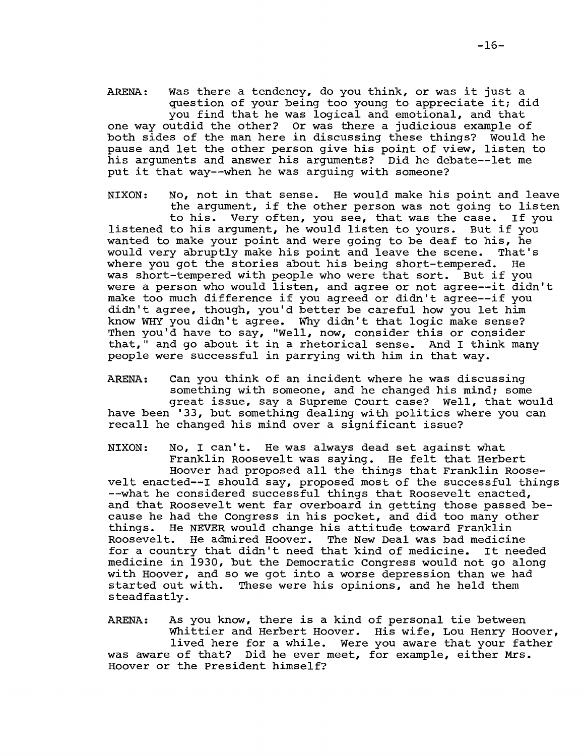ARENA: Was there a tendency, do you think, or was it just a question of your being too young to appreciate it; did you find that he was logical and emotional, and that one way outdid the other? Or was there a judicious example of both sides of the man here in discussing these things? Would he pause and let the other person give his point of view, listen to his arguments and answer his arguments? Did he debate--let me put it that way--when he was arguing with someone?

NIXON: No, not in that sense. He would make his point and leave the argument, if the other person was not going to listen to his. Very often, you see, that was the case. If you listened to his argument, he would listen to yours. But if you wanted to make your point and were going to be deaf to his, he would very abruptly make his point and leave the scene. That's where you got the stories about his being short-tempered. He was short-tempered with people who were that sort. But if you were a person who would listen, and agree or not agree--it didn't make too much difference if you agreed or didn't agree--if you didn't agree, though, you'd better be careful how you let him know WHY you didn't agree. Why didn't that logic make sense? Then you'd have to say, "Well, now, consider this or consider that," and go about it in a rhetorical sense. And I think many people were successful in parrying with him in that way.

ARENA: Can you think of an incident where he was discussing something with someone, and he changed his mind; some great issue, say a Supreme Court case? Well, that would have been '33, but something dealing with politics where you can recall he changed his mind over a significant issue?

NIXON: No, I can't. He was always dead set against what Franklin Roosevelt was saying. He felt that Herbert Hoover had proposed all the things that Franklin Roosevelt enacted--I should say, proposed most of the successful things --what he considered successful things that Roosevelt enacted, and that Roosevelt went far overboard in getting those passed because he had the Congress in his pocket, and did too many other things. He NEVER would change his attitude toward Franklin Roosevelt. He admired Hoover. The New Deal was bad medicine for a country that didn't need that kind of medicine. It needed medicine in 1930, but the Democratic Congress would not go along with Hoover, and so we got into a worse depression than we had started out with. These were his opinions, and he held them steadfastly.

ARENA: As you know, there is a kind of personal tie between Whittier and Herbert Hoover. His wife, Lou Henry Hoover, lived here for a while. Were you aware that your father was aware of that? Did he ever meet, for example, either Mrs. Hoover or the President himself?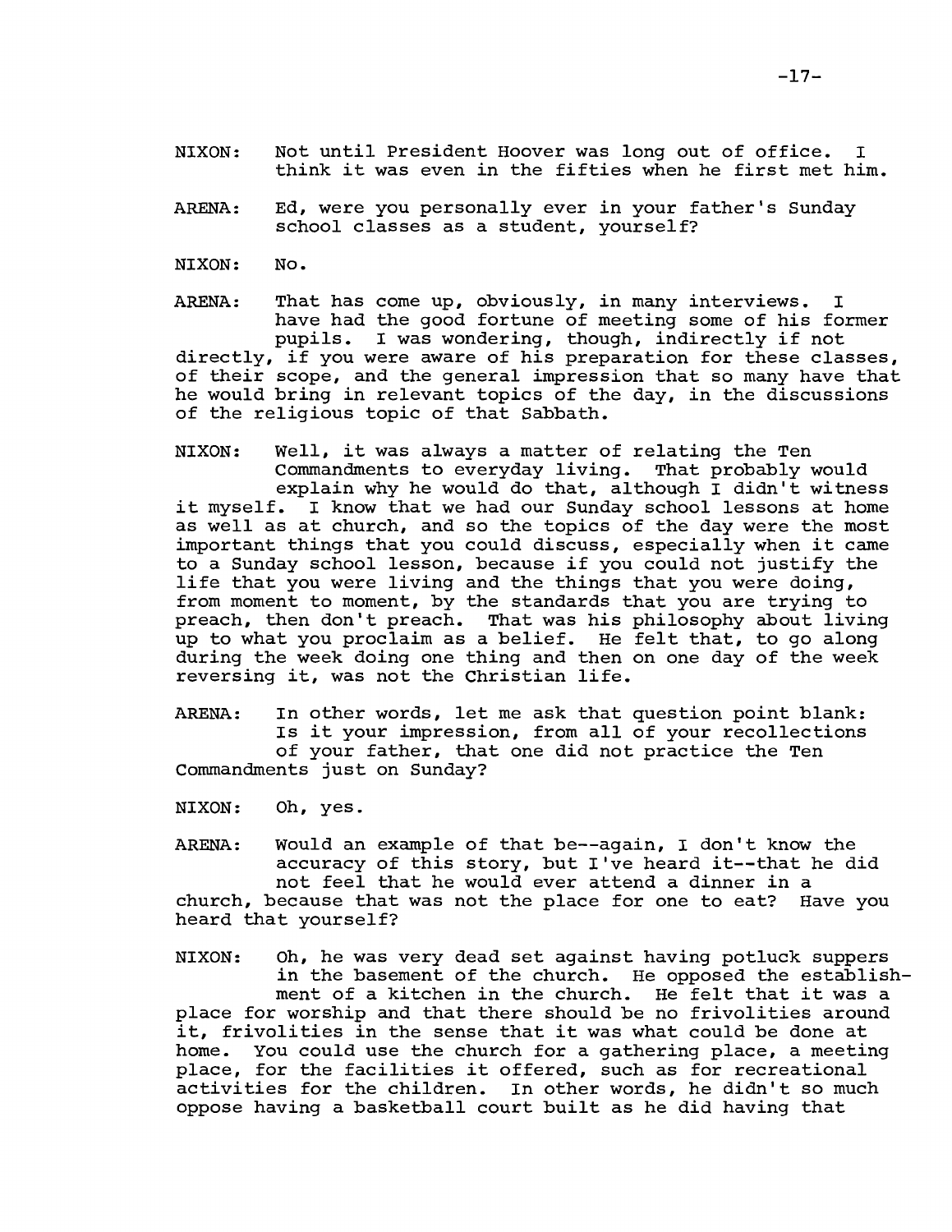NIXON: Not until President Hoover was long out of office. I think it was even in the fifties when he first met him.

ARENA: Ed, were you personally ever in your father's Sunday school classes as a student, yourself?

NIXON: No.

ARENA: That has come up, obviously, in many interviews. I have had the good fortune of meeting some of his former pupils. I was wondering, though, indirectly if not directly, if you were aware of his preparation for these classes, of their scope, and the general impression that so many have that he would bring in relevant topics of the day, in the discussions of the religious topic of that Sabbath.

NIXON: Well, it was always a matter of relating the Ten Commandments to everyday living. That probably would explain why he would do that, although I didn't witness it myself. I know that we had our Sunday school lessons at home as well as at church, and so the topics of the day were the most important things that you could discuss, especially when it came to a Sunday school lesson, because if you could not justify the life that you were living and the things that you were doing, from moment to moment, by the standards that you are trying to preach, then don't preach. That was his philosophy about living up to what you proclaim as a belief. He felt that, to go along during the week doing one thing and then on one day of the week reversing it, was not the Christian life.

ARENA: In other words, let me ask that question point blank: Is it your impression, from all of your recollections of your father, that one did not practice the Ten Commandments just on Sunday?

NIXON: Oh, yes.

ARENA: Would an example of that be--again, I don't know the accuracy of this story, but I've heard it--that he did not feel that he would ever attend a dinner in a church, because that was not the place for one to eat? Have you heard that yourself?

NIXON: Oh, he was very dead set against having potluck suppers in the basement of the church. He opposed the establishment of a kitchen in the church. He felt that it was a place for worship and that there should be no frivolities around it, frivolities in the sense that it was what could be done at home. You could use the church for a gathering place, a meeting place, for the facilities it offered, such as for recreational activities for the children. In other words, he didn't so much oppose having a basketball court built as he did having that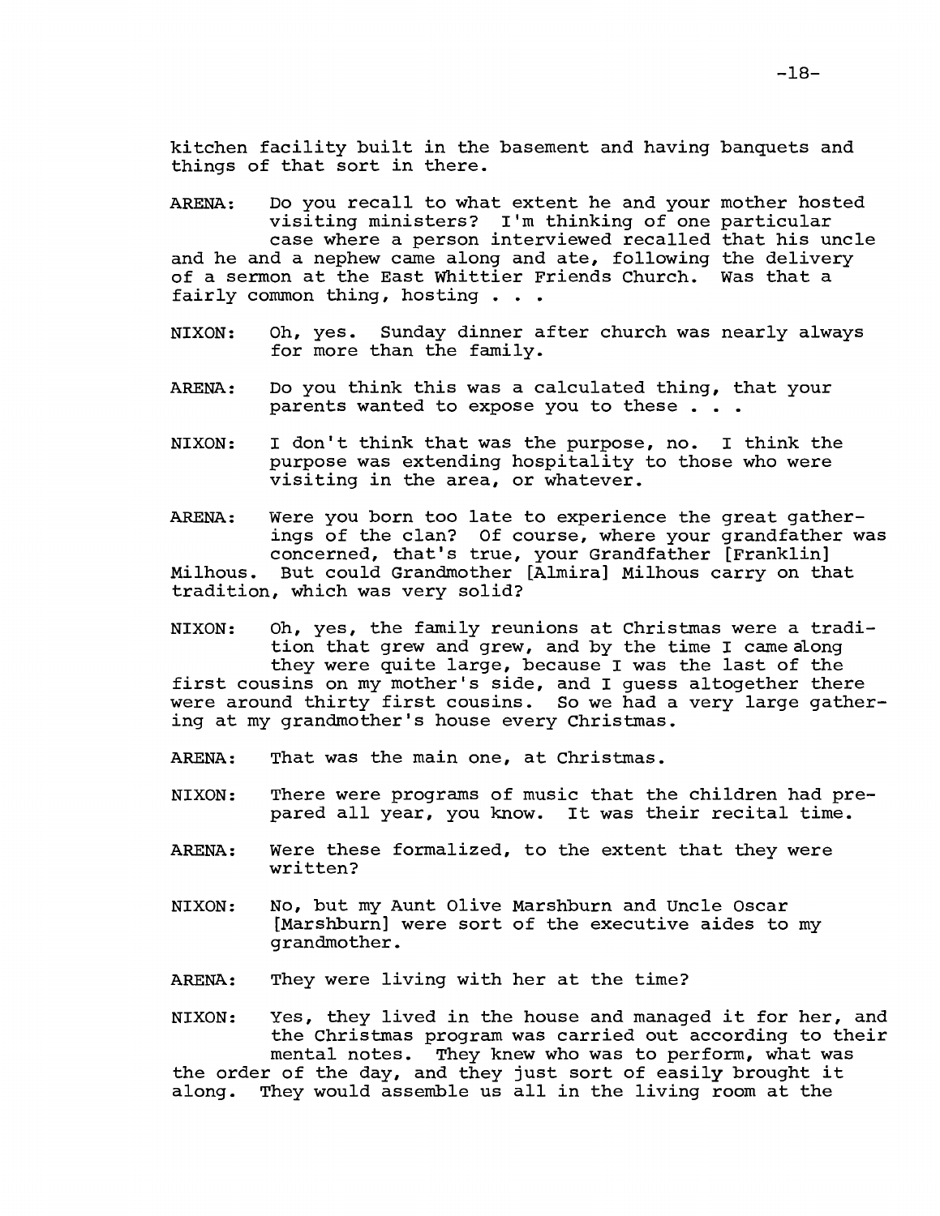kitchen facility built in the basement and having banquets and things of that sort in there.

ARENA: Do you recall to what extent he and your mother hosted visiting ministers? I'm thinking of one particular case where a person interviewed recalled that his uncle and he and a nephew came along and ate, following the delivery of a sermon at the East Whittier Friends Church. Was that a fairly common thing, hosting . . .

NIXON: Oh, yes. Sunday dinner after church was nearly always for more than the family.

ARENA: Do you think this was a calculated thing, that your parents wanted to expose you to these . . .

NIXON: I don't think that was the purpose, no. I think the purpose was extending hospitality to those who were visiting in the area, or whatever.

ARENA: Were you born too late to experience the great gatherings of the clan? Of course, where your grandfather was concerned, that's true, your Grandfather [Franklin] Milhous. But could Grandmother [Almira] Milhous carry on that tradition, which was very solid?

NIXON: Oh, yes, the family reunions at Christmas were a tradition that grew and grew, and by the time I came along they were quite large, because I was the last of the first cousins on my mother's side, and I guess altogether there were around thirty first cousins. So we had a very large gathering at my grandmother's house every Christmas.

ARENA: That was the main one, at Christmas.

NIXON: There were programs of music that the children had prepared all year, you know. It was their recital time.

ARENA: Were these formalized, to the extent that they were written?

NIXON: No, but my Aunt Olive Marshburn and Uncle Oscar [Marshburn] were sort of the executive aides to my grandmother.

ARENA: They were living with her at the time?

NIXON: Yes, they lived in the house and managed it for her, and the Christmas program was carried out according to their mental notes. They knew who was to perform, what was the order of the day, and they just sort of easily brought it along. They would assemble us all in the living room at the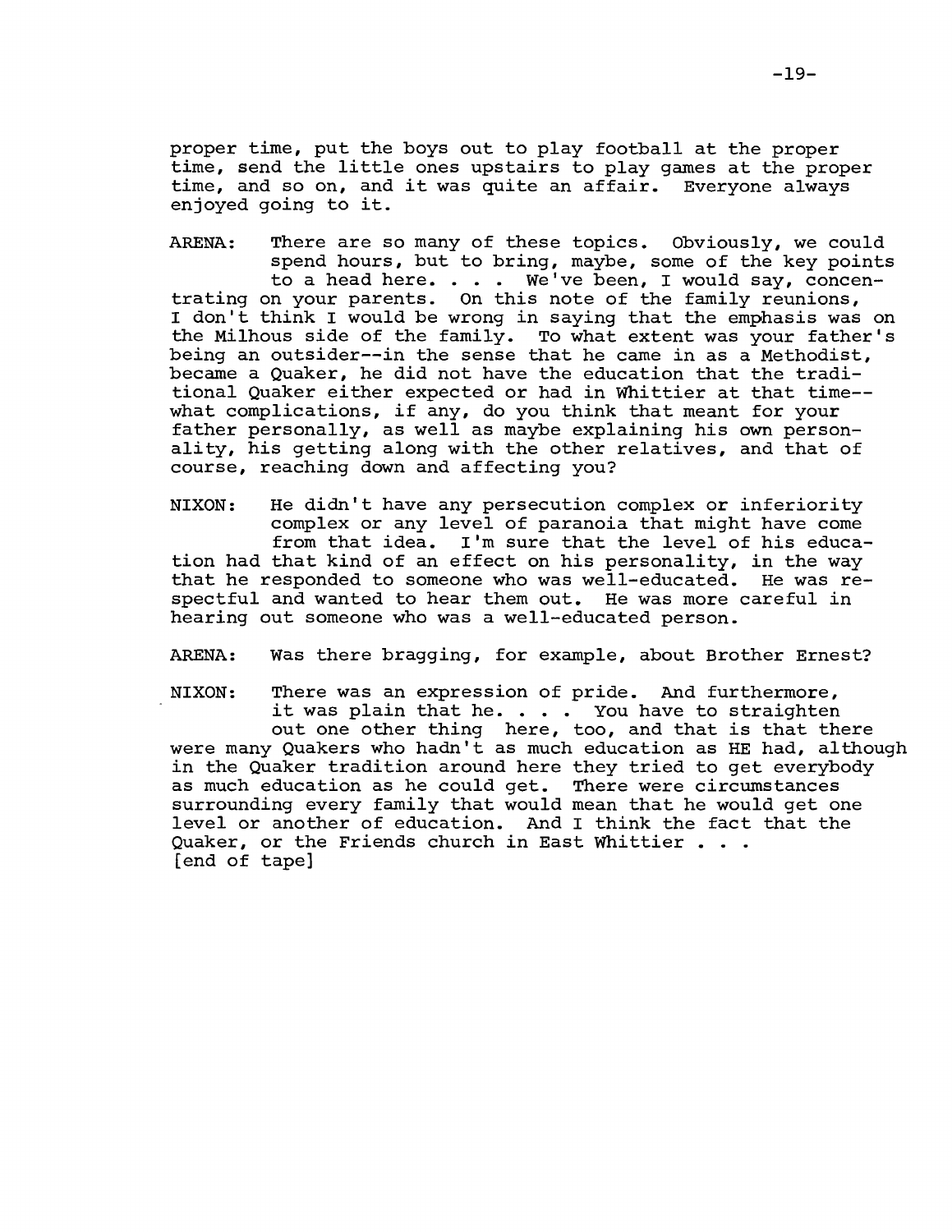proper time, put the boys out to play football at the proper time, send the little ones upstairs to play games at the proper time, and so on, and it was quite an affair. Everyone always enjoyed going to it.

ARENA: There are so many of these topics. Obviously, we could spend hours, but to bring, maybe, some of the key points to a head here. . . . We've been, I would say, concentrating on your parents. On this note of the family reunions, I don't think I would be wrong in saying that the emphasis was on the Milhous side of the family. To what extent was your father's being an outsider--in the sense that he came in as a Methodist, became a Quaker, he did not have the education that the traditional Quaker either expected or had in Whittier at that time--what complications, if any, do you think that meant for your father personally, as well as maybe explaining his own personality, his getting along with the other relatives, and that of course, reaching down and affecting you?

NIXON: He didn't have any persecution complex or inferiority complex or any level of paranoia that might have come from that idea. I'm sure that the level of his education had that kind of an effect on his personality, in the way that he responded to someone who was well-educated. He was respectful and wanted to hear them out. He was more careful in hearing out someone who was a well-educated person.

ARENA: Was there bragging, for example, about Brother Ernest?

NIXON: There was an expression of pride. And furthermore, it was plain that he. . . . You have to straighten out one other thing here, too, and that is that there were many Quakers who hadn't as much education as HE had, although in the Quaker tradition around here they tried to get everybody as much education as he could get. There were circumstances surrounding every family that would mean that he would get one level or another of education. And I think the fact that the Quaker, or the Friends church in East Whittier . . .
[end of tape]